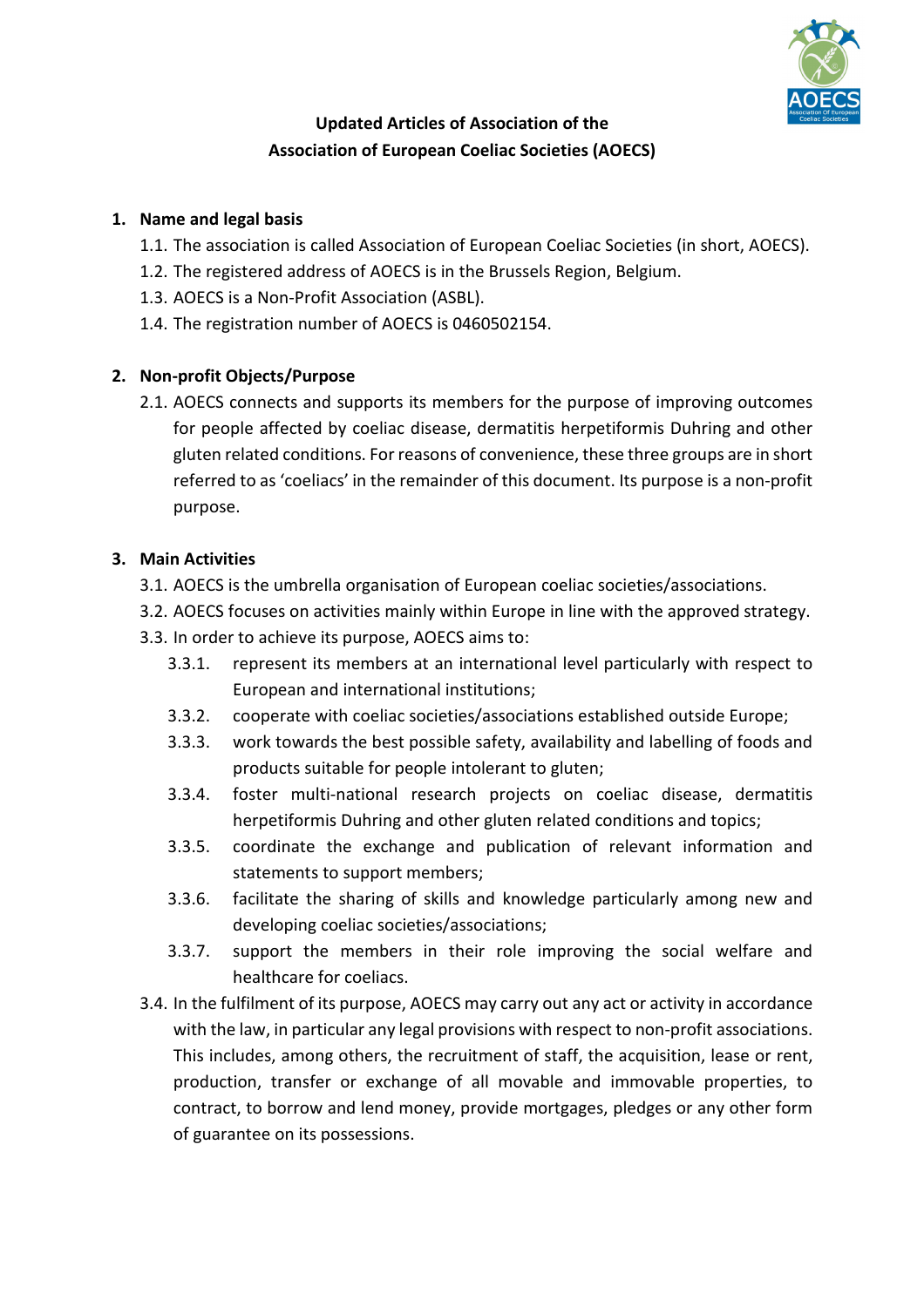# Updated Articles of Association of the Association of European Coeliac Societies (AOECS)

## 1. Name and legal basis

1.1. The association is called Association of European Coeliac Societies (in short, AOECS).

1.2. The registered address of AOECS is in the Brussels Region, Belgium.

1.3. AOECS is a Non-Profit Association (ASBL).

1.4. The registration number of AOECS is 0460502154.

## 2. Non-profit Objects/Purpose

2.1. AOECS connects and supports its members for the purpose of improving outcomes for people affected by coeliac disease, dermatitis herpetiformis Duhring and other gluten related conditions. For reasons of convenience, these three groups are in short referred to as 'coeliacs' in the remainder of this document. Its purpose is a non-profit purpose.

## 3. Main Activities

3.1. AOECS is the umbrella organisation of European coeliac societies/associations.

3.2. AOECS focuses on activities mainly within Europe in line with the approved strategy.

3.3. In order to achieve its purpose, AOECS aims to:

- 3.3.1. represent its members at an international level particularly with respect to European and international institutions;
- 3.3.2. cooperate with coeliac societies/associations established outside Europe;
- 3.3.3. work towards the best possible safety, availability and labelling of foods and products suitable for people intolerant to gluten;
- 3.3.4. foster multi-national research projects on coeliac disease, dermatitis herpetiformis Duhring and other gluten related conditions and topics;
- 3.3.5. coordinate the exchange and publication of relevant information and statements to support members;
- 3.3.6. facilitate the sharing of skills and knowledge particularly among new and developing coeliac societies/associations;
- 3.3.7. support the members in their role improving the social welfare and healthcare for coeliacs.

3.4. In the fulfilment of its purpose, AOECS may carry out any act or activity in accordance with the law, in particular any legal provisions with respect to non-profit associations. This includes, among others, the recruitment of staff, the acquisition, lease or rent, production, transfer or exchange of all movable and immovable properties, to contract, to borrow and lend money, provide mortgages, pledges or any other form of guarantee on its possessions.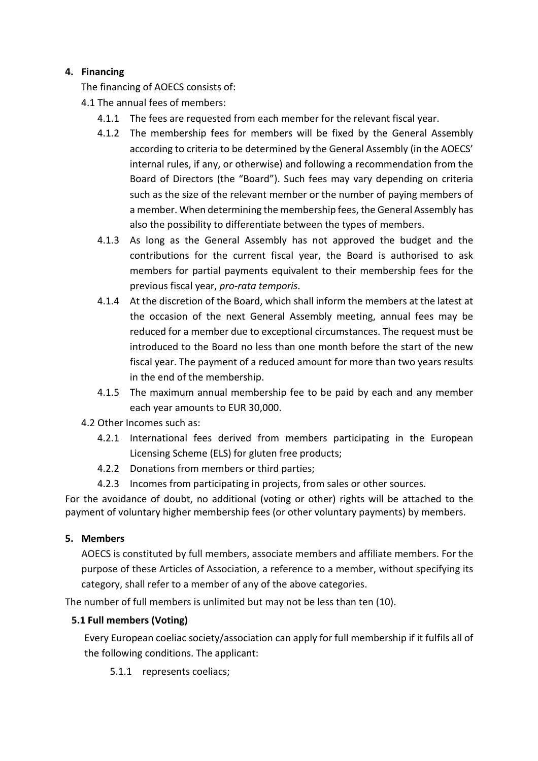## 4. Financing

The financing of AOECS consists of:

4.1 The annual fees of members:

4.1.1 The fees are requested from each member for the relevant fiscal year.

4.1.2 The membership fees for members will be fixed by the General Assembly according to criteria to be determined by the General Assembly (in the AOECS' internal rules, if any, or otherwise) and following a recommendation from the Board of Directors (the "Board"). Such fees may vary depending on criteria such as the size of the relevant member or the number of paying members of a member. When determining the membership fees, the General Assembly has also the possibility to differentiate between the types of members.

4.1.3 As long as the General Assembly has not approved the budget and the contributions for the current fiscal year, the Board is authorised to ask members for partial payments equivalent to their membership fees for the previous fiscal year, *pro-rata temporis*.

4.1.4 At the discretion of the Board, which shall inform the members at the latest at the occasion of the next General Assembly meeting, annual fees may be reduced for a member due to exceptional circumstances. The request must be introduced to the Board no less than one month before the start of the new fiscal year. The payment of a reduced amount for more than two years results in the end of the membership.

4.1.5 The maximum annual membership fee to be paid by each and any member each year amounts to EUR 30,000.

4.2 Other Incomes such as:

4.2.1 International fees derived from members participating in the European Licensing Scheme (ELS) for gluten free products;

4.2.2 Donations from members or third parties;

4.2.3 Incomes from participating in projects, from sales or other sources.

For the avoidance of doubt, no additional (voting or other) rights will be attached to the payment of voluntary higher membership fees (or other voluntary payments) by members.

## 5. Members

AOECS is constituted by full members, associate members and affiliate members. For the purpose of these Articles of Association, a reference to a member, without specifying its category, shall refer to a member of any of the above categories.

The number of full members is unlimited but may not be less than ten (10).

### 5.1 Full members (Voting)

Every European coeliac society/association can apply for full membership if it fulfils all of the following conditions. The applicant:

5.1.1 represents coeliacs;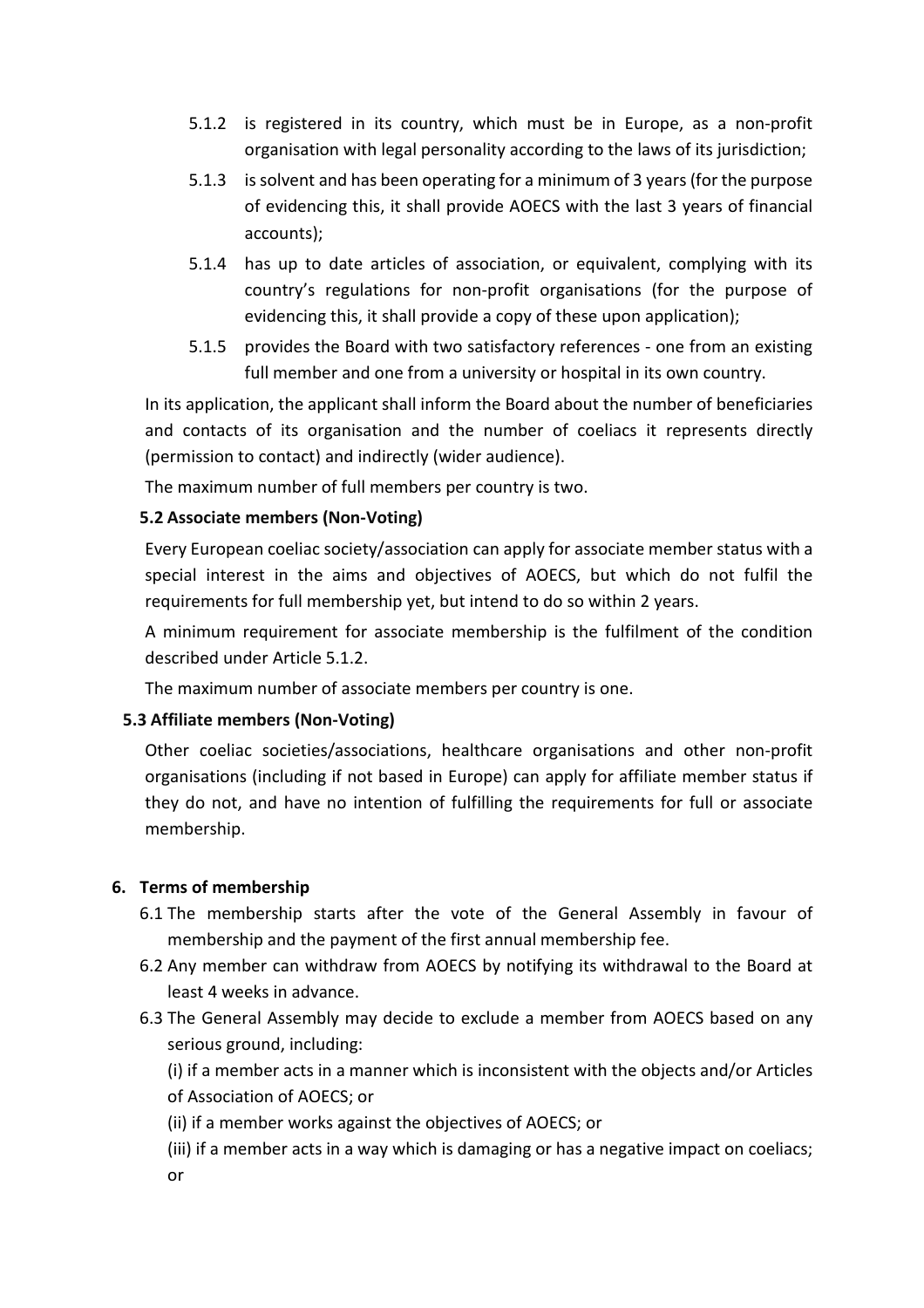5.1.2 is registered in its country, which must be in Europe, as a non-profit organisation with legal personality according to the laws of its jurisdiction;

5.1.3 is solvent and has been operating for a minimum of 3 years (for the purpose of evidencing this, it shall provide AOECS with the last 3 years of financial accounts);

5.1.4 has up to date articles of association, or equivalent, complying with its country's regulations for non-profit organisations (for the purpose of evidencing this, it shall provide a copy of these upon application);

5.1.5 provides the Board with two satisfactory references - one from an existing full member and one from a university or hospital in its own country.

In its application, the applicant shall inform the Board about the number of beneficiaries and contacts of its organisation and the number of coeliacs it represents directly (permission to contact) and indirectly (wider audience).

The maximum number of full members per country is two.

**5.2 Associate members (Non-Voting)**

Every European coeliac society/association can apply for associate member status with a special interest in the aims and objectives of AOECS, but which do not fulfil the requirements for full membership yet, but intend to do so within 2 years.

A minimum requirement for associate membership is the fulfilment of the condition described under Article 5.1.2.

The maximum number of associate members per country is one.

**5.3 Affiliate members (Non-Voting)**

Other coeliac societies/associations, healthcare organisations and other non-profit organisations (including if not based in Europe) can apply for affiliate member status if they do not, and have no intention of fulfilling the requirements for full or associate membership.

## 6. Terms of membership

6.1 The membership starts after the vote of the General Assembly in favour of membership and the payment of the first annual membership fee.

6.2 Any member can withdraw from AOECS by notifying its withdrawal to the Board at least 4 weeks in advance.

6.3 The General Assembly may decide to exclude a member from AOECS based on any serious ground, including:

(i) if a member acts in a manner which is inconsistent with the objects and/or Articles of Association of AOECS; or

(ii) if a member works against the objectives of AOECS; or

(iii) if a member acts in a way which is damaging or has a negative impact on coeliacs; or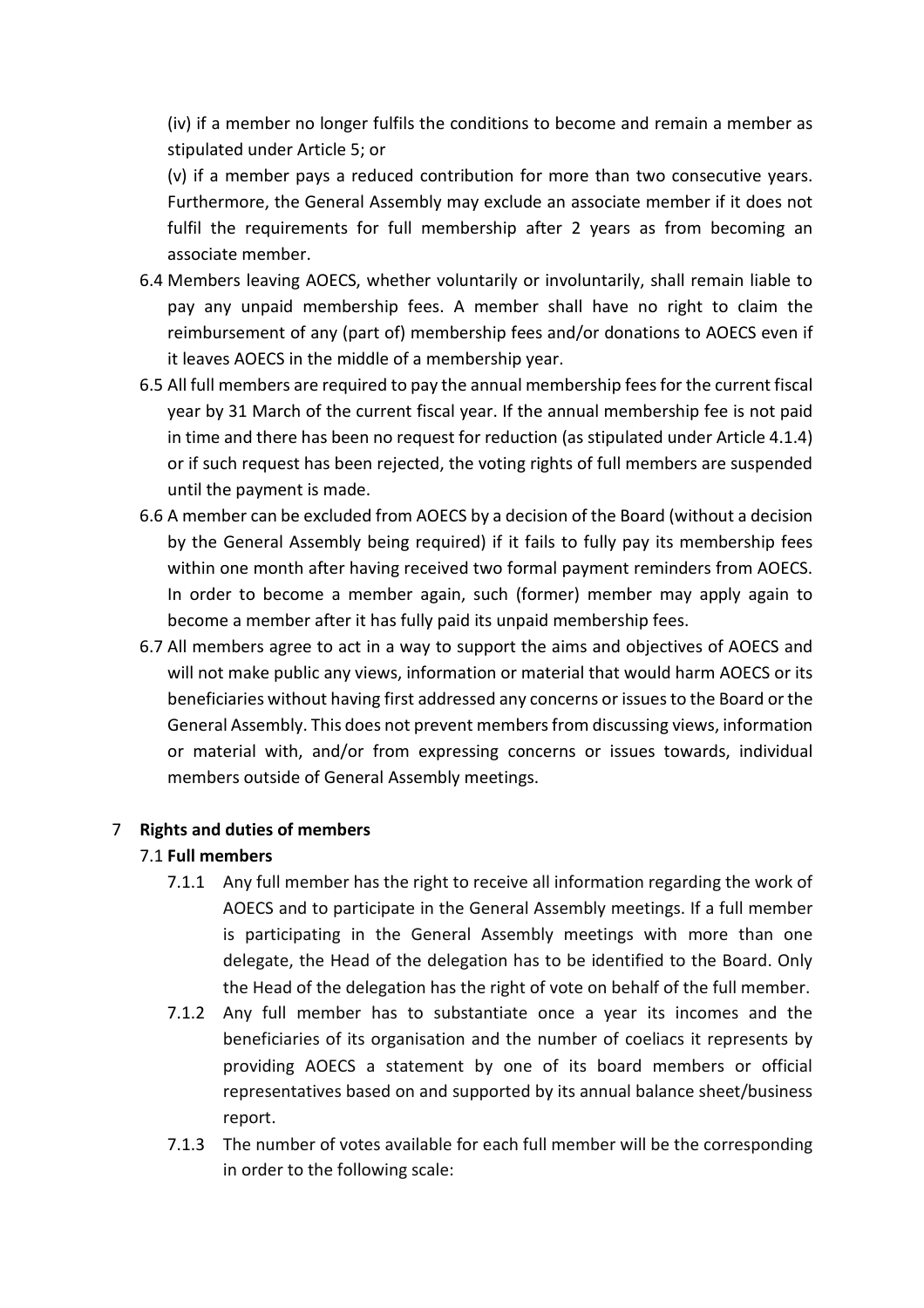(iv) if a member no longer fulfils the conditions to become and remain a member as stipulated under Article 5; or

(v) if a member pays a reduced contribution for more than two consecutive years. Furthermore, the General Assembly may exclude an associate member if it does not fulfil the requirements for full membership after 2 years as from becoming an associate member.

6.4 Members leaving AOECS, whether voluntarily or involuntarily, shall remain liable to pay any unpaid membership fees. A member shall have no right to claim the reimbursement of any (part of) membership fees and/or donations to AOECS even if it leaves AOECS in the middle of a membership year.

6.5 All full members are required to pay the annual membership fees for the current fiscal year by 31 March of the current fiscal year. If the annual membership fee is not paid in time and there has been no request for reduction (as stipulated under Article 4.1.4) or if such request has been rejected, the voting rights of full members are suspended until the payment is made.

6.6 A member can be excluded from AOECS by a decision of the Board (without a decision by the General Assembly being required) if it fails to fully pay its membership fees within one month after having received two formal payment reminders from AOECS. In order to become a member again, such (former) member may apply again to become a member after it has fully paid its unpaid membership fees.

6.7 All members agree to act in a way to support the aims and objectives of AOECS and will not make public any views, information or material that would harm AOECS or its beneficiaries without having first addressed any concerns or issues to the Board or the General Assembly. This does not prevent members from discussing views, information or material with, and/or from expressing concerns or issues towards, individual members outside of General Assembly meetings.

## 7 Rights and duties of members

### 7.1 Full members

7.1.1 Any full member has the right to receive all information regarding the work of AOECS and to participate in the General Assembly meetings. If a full member is participating in the General Assembly meetings with more than one delegate, the Head of the delegation has to be identified to the Board. Only the Head of the delegation has the right of vote on behalf of the full member.

7.1.2 Any full member has to substantiate once a year its incomes and the beneficiaries of its organisation and the number of coeliacs it represents by providing AOECS a statement by one of its board members or official representatives based on and supported by its annual balance sheet/business report.

7.1.3 The number of votes available for each full member will be the corresponding in order to the following scale: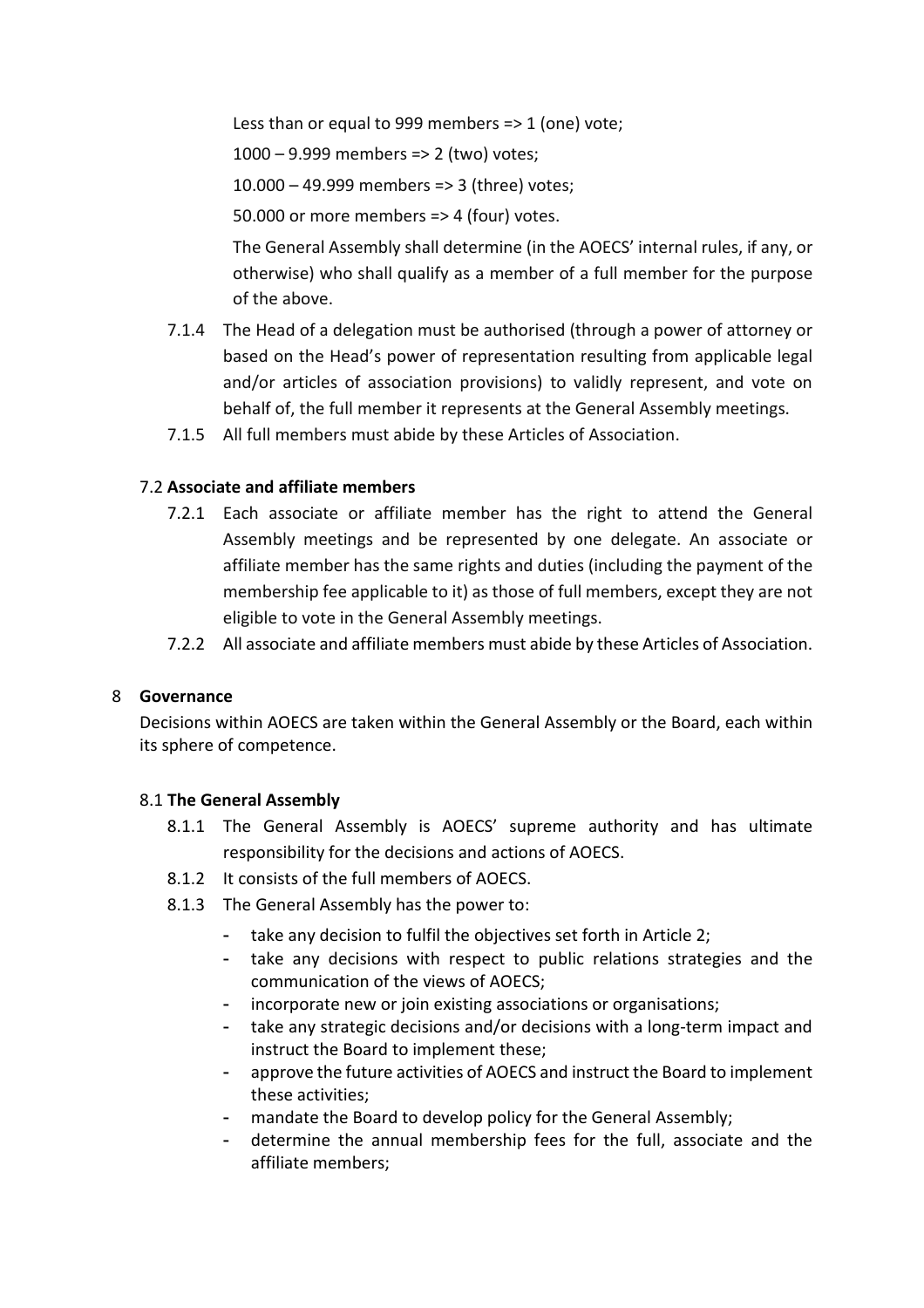Less than or equal to 999 members => 1 (one) vote;

1000 – 9.999 members => 2 (two) votes;

10.000 – 49.999 members => 3 (three) votes;

50.000 or more members => 4 (four) votes.

The General Assembly shall determine (in the AOECS' internal rules, if any, or otherwise) who shall qualify as a member of a full member for the purpose of the above.

7.1.4 The Head of a delegation must be authorised (through a power of attorney or based on the Head's power of representation resulting from applicable legal and/or articles of association provisions) to validly represent, and vote on behalf of, the full member it represents at the General Assembly meetings.

7.1.5 All full members must abide by these Articles of Association.

### 7.2 Associate and affiliate members

7.2.1 Each associate or affiliate member has the right to attend the General Assembly meetings and be represented by one delegate. An associate or affiliate member has the same rights and duties (including the payment of the membership fee applicable to it) as those of full members, except they are not eligible to vote in the General Assembly meetings.

7.2.2 All associate and affiliate members must abide by these Articles of Association.

## 8 Governance

Decisions within AOECS are taken within the General Assembly or the Board, each within its sphere of competence.

### 8.1 The General Assembly

8.1.1 The General Assembly is AOECS' supreme authority and has ultimate responsibility for the decisions and actions of AOECS.

8.1.2 It consists of the full members of AOECS.

8.1.3 The General Assembly has the power to:

- take any decision to fulfil the objectives set forth in Article 2;
- take any decisions with respect to public relations strategies and the communication of the views of AOECS;
- incorporate new or join existing associations or organisations;
- take any strategic decisions and/or decisions with a long-term impact and instruct the Board to implement these;
- approve the future activities of AOECS and instruct the Board to implement these activities;
- mandate the Board to develop policy for the General Assembly;
- determine the annual membership fees for the full, associate and the affiliate members;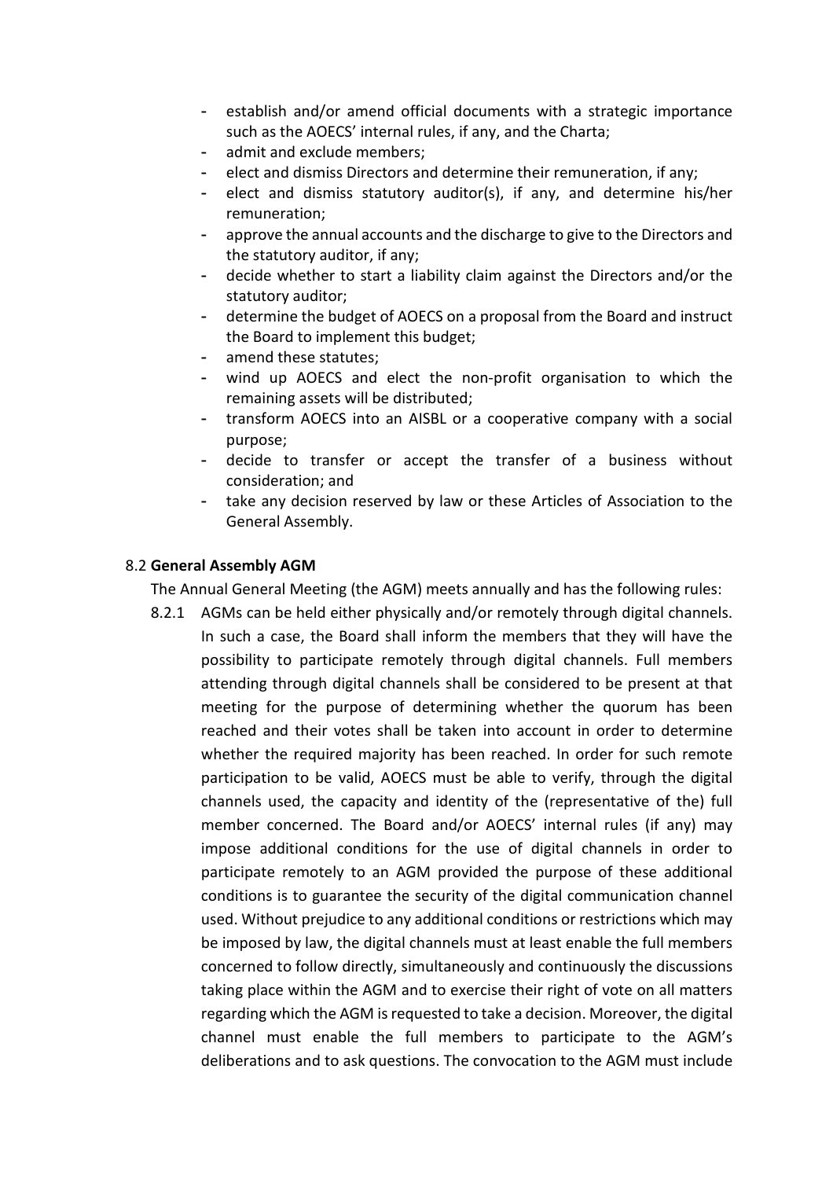- establish and/or amend official documents with a strategic importance such as the AOECS' internal rules, if any, and the Charta;
- admit and exclude members;
- elect and dismiss Directors and determine their remuneration, if any;
- elect and dismiss statutory auditor(s), if any, and determine his/her remuneration;
- approve the annual accounts and the discharge to give to the Directors and the statutory auditor, if any;
- decide whether to start a liability claim against the Directors and/or the statutory auditor;
- determine the budget of AOECS on a proposal from the Board and instruct the Board to implement this budget;
- amend these statutes;
- wind up AOECS and elect the non-profit organisation to which the remaining assets will be distributed;
- transform AOECS into an AISBL or a cooperative company with a social purpose;
- decide to transfer or accept the transfer of a business without consideration; and
- take any decision reserved by law or these Articles of Association to the General Assembly.

8.2 **General Assembly AGM**

The Annual General Meeting (the AGM) meets annually and has the following rules:

8.2.1 AGMs can be held either physically and/or remotely through digital channels. In such a case, the Board shall inform the members that they will have the possibility to participate remotely through digital channels. Full members attending through digital channels shall be considered to be present at that meeting for the purpose of determining whether the quorum has been reached and their votes shall be taken into account in order to determine whether the required majority has been reached. In order for such remote participation to be valid, AOECS must be able to verify, through the digital channels used, the capacity and identity of the (representative of the) full member concerned. The Board and/or AOECS' internal rules (if any) may impose additional conditions for the use of digital channels in order to participate remotely to an AGM provided the purpose of these additional conditions is to guarantee the security of the digital communication channel used. Without prejudice to any additional conditions or restrictions which may be imposed by law, the digital channels must at least enable the full members concerned to follow directly, simultaneously and continuously the discussions taking place within the AGM and to exercise their right of vote on all matters regarding which the AGM is requested to take a decision. Moreover, the digital channel must enable the full members to participate to the AGM's deliberations and to ask questions. The convocation to the AGM must include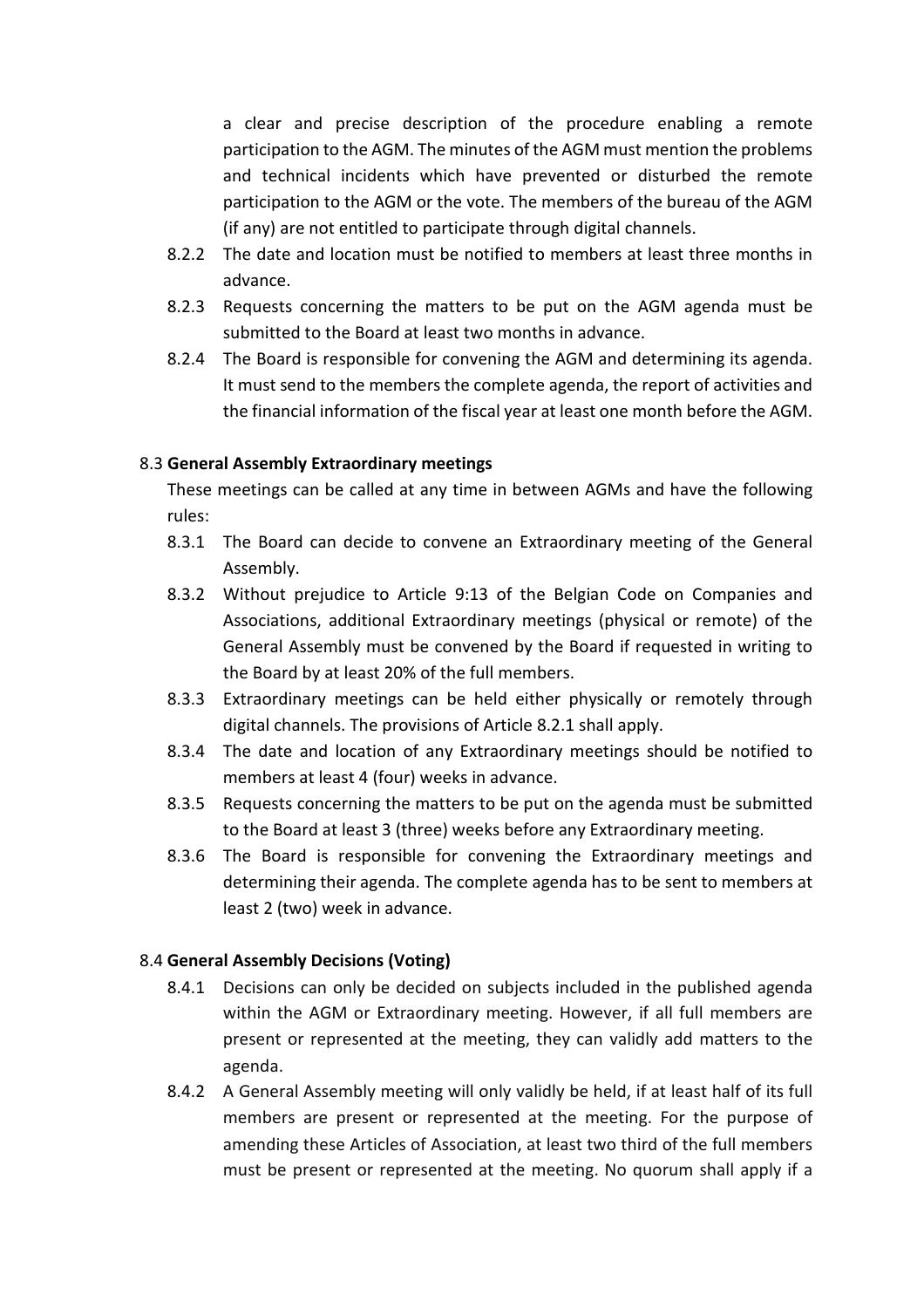a clear and precise description of the procedure enabling a remote participation to the AGM. The minutes of the AGM must mention the problems and technical incidents which have prevented or disturbed the remote participation to the AGM or the vote. The members of the bureau of the AGM (if any) are not entitled to participate through digital channels.

8.2.2 The date and location must be notified to members at least three months in advance.

8.2.3 Requests concerning the matters to be put on the AGM agenda must be submitted to the Board at least two months in advance.

8.2.4 The Board is responsible for convening the AGM and determining its agenda. It must send to the members the complete agenda, the report of activities and the financial information of the fiscal year at least one month before the AGM.

8.3 **General Assembly Extraordinary meetings**

These meetings can be called at any time in between AGMs and have the following rules:

8.3.1 The Board can decide to convene an Extraordinary meeting of the General Assembly.

8.3.2 Without prejudice to Article 9:13 of the Belgian Code on Companies and Associations, additional Extraordinary meetings (physical or remote) of the General Assembly must be convened by the Board if requested in writing to the Board by at least 20% of the full members.

8.3.3 Extraordinary meetings can be held either physically or remotely through digital channels. The provisions of Article 8.2.1 shall apply.

8.3.4 The date and location of any Extraordinary meetings should be notified to members at least 4 (four) weeks in advance.

8.3.5 Requests concerning the matters to be put on the agenda must be submitted to the Board at least 3 (three) weeks before any Extraordinary meeting.

8.3.6 The Board is responsible for convening the Extraordinary meetings and determining their agenda. The complete agenda has to be sent to members at least 2 (two) week in advance.

8.4 **General Assembly Decisions (Voting)**

8.4.1 Decisions can only be decided on subjects included in the published agenda within the AGM or Extraordinary meeting. However, if all full members are present or represented at the meeting, they can validly add matters to the agenda.

8.4.2 A General Assembly meeting will only validly be held, if at least half of its full members are present or represented at the meeting. For the purpose of amending these Articles of Association, at least two third of the full members must be present or represented at the meeting. No quorum shall apply if a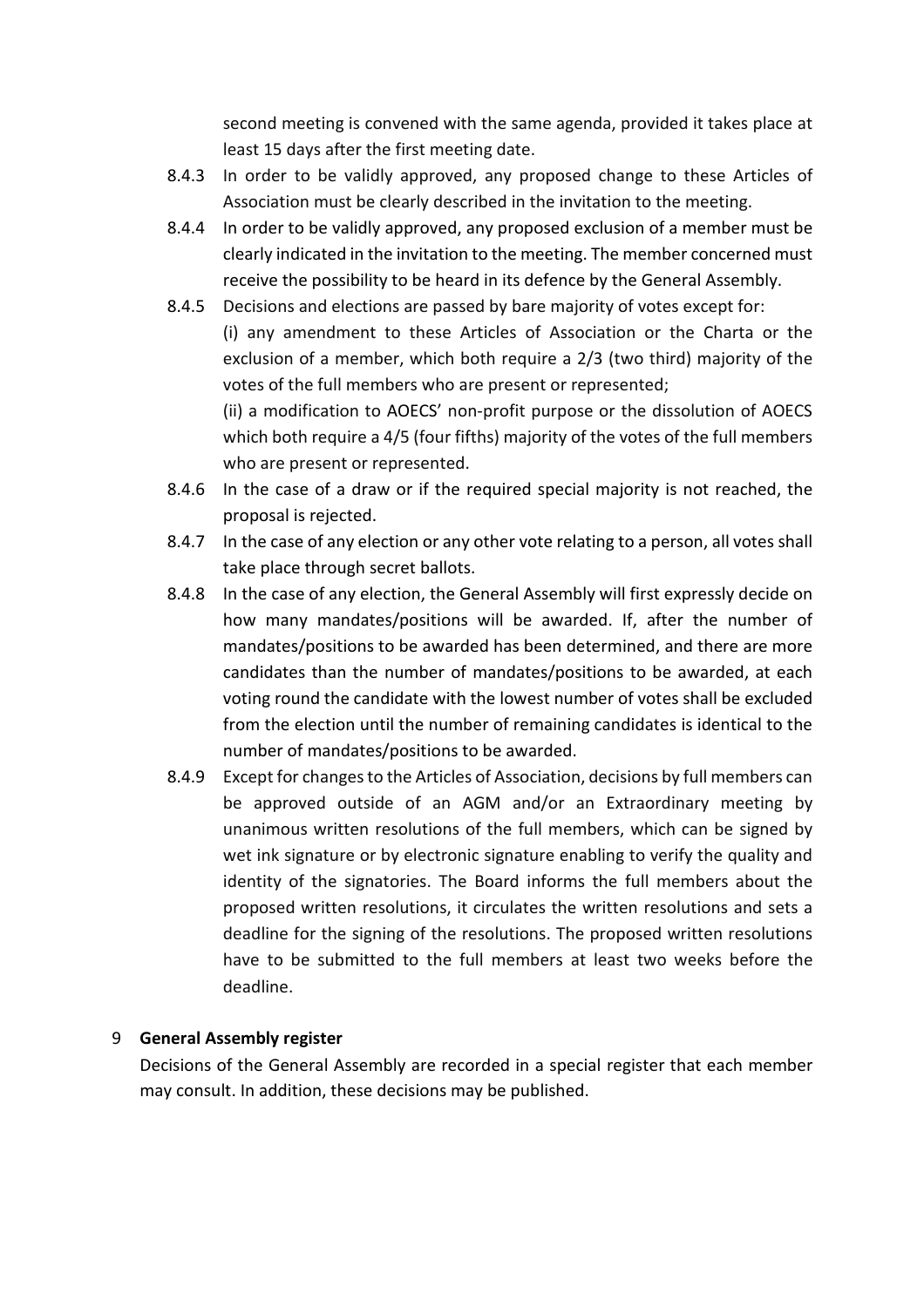second meeting is convened with the same agenda, provided it takes place at least 15 days after the first meeting date.

8.4.3 In order to be validly approved, any proposed change to these Articles of Association must be clearly described in the invitation to the meeting.

8.4.4 In order to be validly approved, any proposed exclusion of a member must be clearly indicated in the invitation to the meeting. The member concerned must receive the possibility to be heard in its defence by the General Assembly.

8.4.5 Decisions and elections are passed by bare majority of votes except for:

(i) any amendment to these Articles of Association or the Charta or the exclusion of a member, which both require a 2/3 (two third) majority of the votes of the full members who are present or represented;

(ii) a modification to AOECS' non-profit purpose or the dissolution of AOECS which both require a 4/5 (four fifths) majority of the votes of the full members who are present or represented.

8.4.6 In the case of a draw or if the required special majority is not reached, the proposal is rejected.

8.4.7 In the case of any election or any other vote relating to a person, all votes shall take place through secret ballots.

8.4.8 In the case of any election, the General Assembly will first expressly decide on how many mandates/positions will be awarded. If, after the number of mandates/positions to be awarded has been determined, and there are more candidates than the number of mandates/positions to be awarded, at each voting round the candidate with the lowest number of votes shall be excluded from the election until the number of remaining candidates is identical to the number of mandates/positions to be awarded.

8.4.9 Except for changes to the Articles of Association, decisions by full members can be approved outside of an AGM and/or an Extraordinary meeting by unanimous written resolutions of the full members, which can be signed by wet ink signature or by electronic signature enabling to verify the quality and identity of the signatories. The Board informs the full members about the proposed written resolutions, it circulates the written resolutions and sets a deadline for the signing of the resolutions. The proposed written resolutions have to be submitted to the full members at least two weeks before the deadline.

## 9 General Assembly register

Decisions of the General Assembly are recorded in a special register that each member may consult. In addition, these decisions may be published.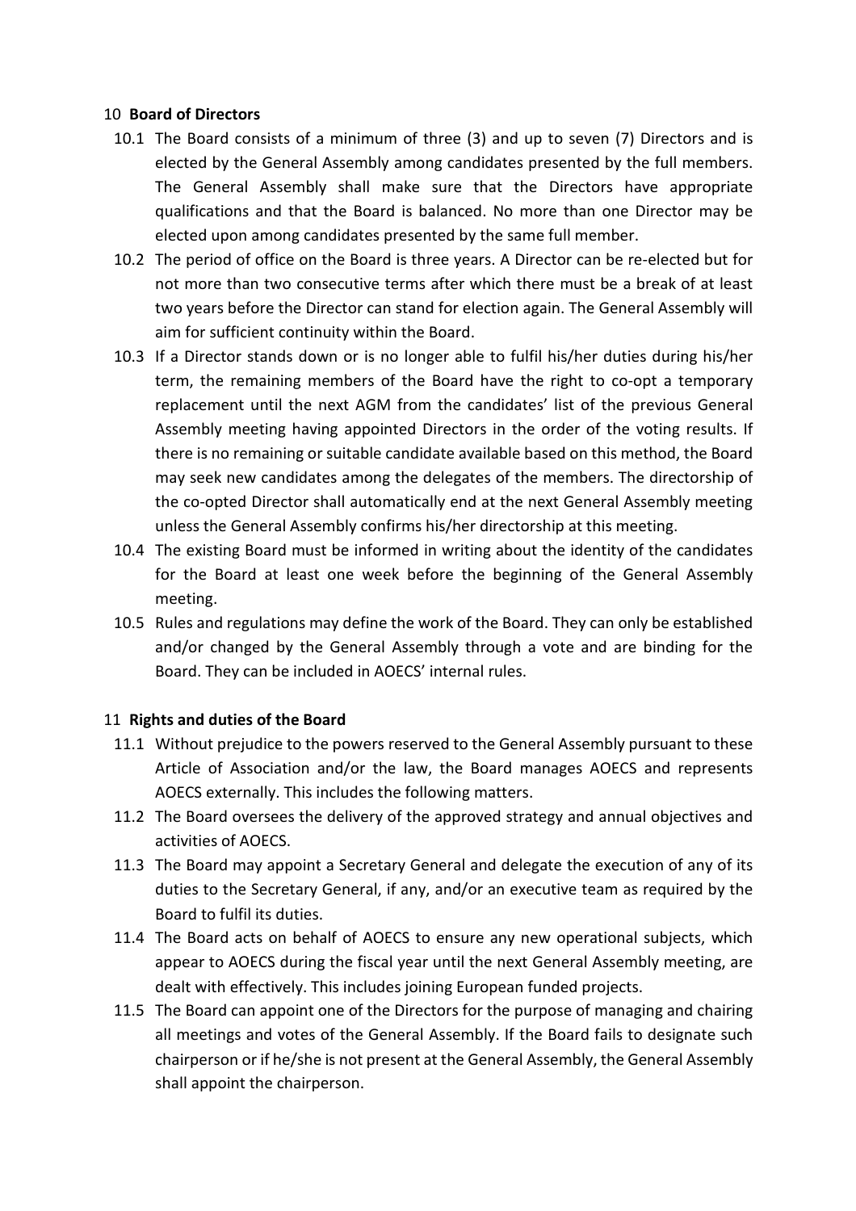## 10 Board of Directors

10.1 The Board consists of a minimum of three (3) and up to seven (7) Directors and is elected by the General Assembly among candidates presented by the full members. The General Assembly shall make sure that the Directors have appropriate qualifications and that the Board is balanced. No more than one Director may be elected upon among candidates presented by the same full member.

10.2 The period of office on the Board is three years. A Director can be re-elected but for not more than two consecutive terms after which there must be a break of at least two years before the Director can stand for election again. The General Assembly will aim for sufficient continuity within the Board.

10.3 If a Director stands down or is no longer able to fulfil his/her duties during his/her term, the remaining members of the Board have the right to co-opt a temporary replacement until the next AGM from the candidates' list of the previous General Assembly meeting having appointed Directors in the order of the voting results. If there is no remaining or suitable candidate available based on this method, the Board may seek new candidates among the delegates of the members. The directorship of the co-opted Director shall automatically end at the next General Assembly meeting unless the General Assembly confirms his/her directorship at this meeting.

10.4 The existing Board must be informed in writing about the identity of the candidates for the Board at least one week before the beginning of the General Assembly meeting.

10.5 Rules and regulations may define the work of the Board. They can only be established and/or changed by the General Assembly through a vote and are binding for the Board. They can be included in AOECS' internal rules.

## 11 Rights and duties of the Board

11.1 Without prejudice to the powers reserved to the General Assembly pursuant to these Article of Association and/or the law, the Board manages AOECS and represents AOECS externally. This includes the following matters.

11.2 The Board oversees the delivery of the approved strategy and annual objectives and activities of AOECS.

11.3 The Board may appoint a Secretary General and delegate the execution of any of its duties to the Secretary General, if any, and/or an executive team as required by the Board to fulfil its duties.

11.4 The Board acts on behalf of AOECS to ensure any new operational subjects, which appear to AOECS during the fiscal year until the next General Assembly meeting, are dealt with effectively. This includes joining European funded projects.

11.5 The Board can appoint one of the Directors for the purpose of managing and chairing all meetings and votes of the General Assembly. If the Board fails to designate such chairperson or if he/she is not present at the General Assembly, the General Assembly shall appoint the chairperson.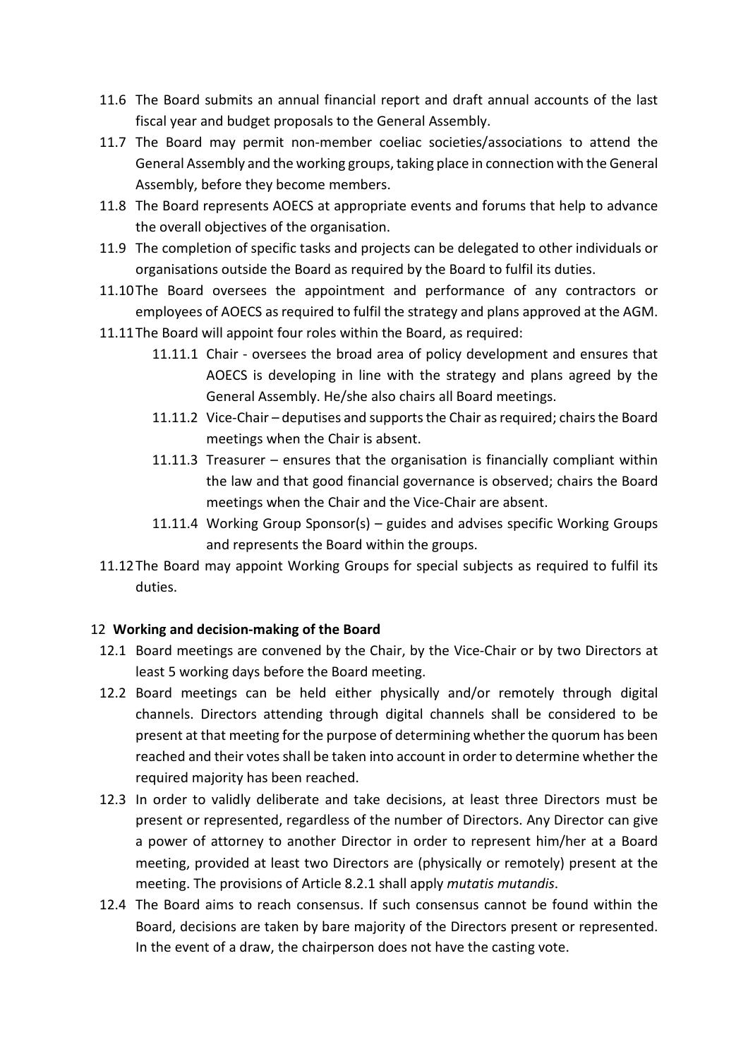11.6 The Board submits an annual financial report and draft annual accounts of the last fiscal year and budget proposals to the General Assembly.

11.7 The Board may permit non-member coeliac societies/associations to attend the General Assembly and the working groups, taking place in connection with the General Assembly, before they become members.

11.8 The Board represents AOECS at appropriate events and forums that help to advance the overall objectives of the organisation.

11.9 The completion of specific tasks and projects can be delegated to other individuals or organisations outside the Board as required by the Board to fulfil its duties.

11.10 The Board oversees the appointment and performance of any contractors or employees of AOECS as required to fulfil the strategy and plans approved at the AGM.

11.11 The Board will appoint four roles within the Board, as required:

11.11.1 Chair - oversees the broad area of policy development and ensures that AOECS is developing in line with the strategy and plans agreed by the General Assembly. He/she also chairs all Board meetings.

11.11.2 Vice-Chair – deputises and supports the Chair as required; chairs the Board meetings when the Chair is absent.

11.11.3 Treasurer – ensures that the organisation is financially compliant within the law and that good financial governance is observed; chairs the Board meetings when the Chair and the Vice-Chair are absent.

11.11.4 Working Group Sponsor(s) – guides and advises specific Working Groups and represents the Board within the groups.

11.12 The Board may appoint Working Groups for special subjects as required to fulfil its duties.

## 12 Working and decision-making of the Board

12.1 Board meetings are convened by the Chair, by the Vice-Chair or by two Directors at least 5 working days before the Board meeting.

12.2 Board meetings can be held either physically and/or remotely through digital channels. Directors attending through digital channels shall be considered to be present at that meeting for the purpose of determining whether the quorum has been reached and their votes shall be taken into account in order to determine whether the required majority has been reached.

12.3 In order to validly deliberate and take decisions, at least three Directors must be present or represented, regardless of the number of Directors. Any Director can give a power of attorney to another Director in order to represent him/her at a Board meeting, provided at least two Directors are (physically or remotely) present at the meeting. The provisions of Article 8.2.1 shall apply *mutatis mutandis*.

12.4 The Board aims to reach consensus. If such consensus cannot be found within the Board, decisions are taken by bare majority of the Directors present or represented. In the event of a draw, the chairperson does not have the casting vote.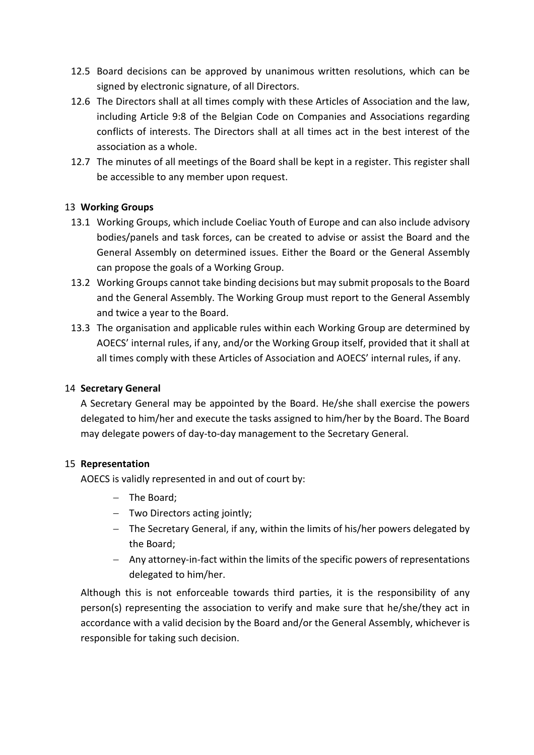12.5 Board decisions can be approved by unanimous written resolutions, which can be signed by electronic signature, of all Directors.

12.6 The Directors shall at all times comply with these Articles of Association and the law, including Article 9:8 of the Belgian Code on Companies and Associations regarding conflicts of interests. The Directors shall at all times act in the best interest of the association as a whole.

12.7 The minutes of all meetings of the Board shall be kept in a register. This register shall be accessible to any member upon request.

## 13 Working Groups

13.1 Working Groups, which include Coeliac Youth of Europe and can also include advisory bodies/panels and task forces, can be created to advise or assist the Board and the General Assembly on determined issues. Either the Board or the General Assembly can propose the goals of a Working Group.

13.2 Working Groups cannot take binding decisions but may submit proposals to the Board and the General Assembly. The Working Group must report to the General Assembly and twice a year to the Board.

13.3 The organisation and applicable rules within each Working Group are determined by AOECS' internal rules, if any, and/or the Working Group itself, provided that it shall at all times comply with these Articles of Association and AOECS' internal rules, if any.

## 14 Secretary General

A Secretary General may be appointed by the Board. He/she shall exercise the powers delegated to him/her and execute the tasks assigned to him/her by the Board. The Board may delegate powers of day-to-day management to the Secretary General.

## 15 Representation

AOECS is validly represented in and out of court by:

- The Board;
- Two Directors acting jointly;
- The Secretary General, if any, within the limits of his/her powers delegated by the Board;
- Any attorney-in-fact within the limits of the specific powers of representations delegated to him/her.

Although this is not enforceable towards third parties, it is the responsibility of any person(s) representing the association to verify and make sure that he/she/they act in accordance with a valid decision by the Board and/or the General Assembly, whichever is responsible for taking such decision.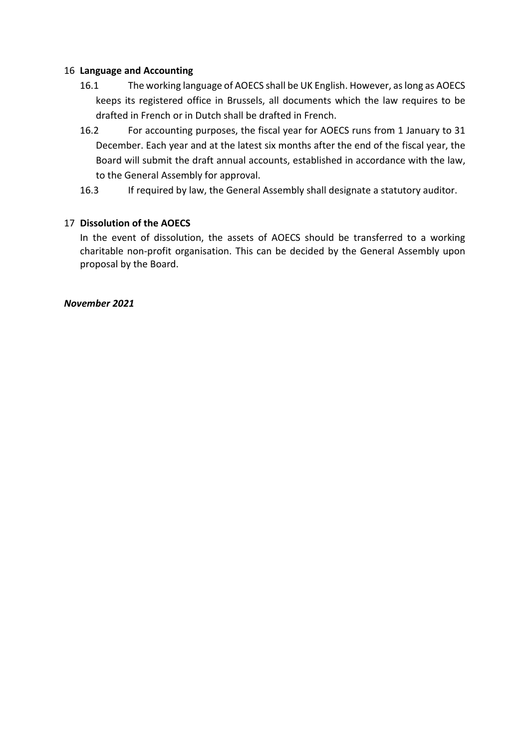## 16 **Language and Accounting**

16.1 The working language of AOECS shall be UK English. However, as long as AOECS keeps its registered office in Brussels, all documents which the law requires to be drafted in French or in Dutch shall be drafted in French.

16.2 For accounting purposes, the fiscal year for AOECS runs from 1 January to 31 December. Each year and at the latest six months after the end of the fiscal year, the Board will submit the draft annual accounts, established in accordance with the law, to the General Assembly for approval.

16.3 If required by law, the General Assembly shall designate a statutory auditor.

## 17 **Dissolution of the AOECS**

In the event of dissolution, the assets of AOECS should be transferred to a working charitable non-profit organisation. This can be decided by the General Assembly upon proposal by the Board.

***November 2021***